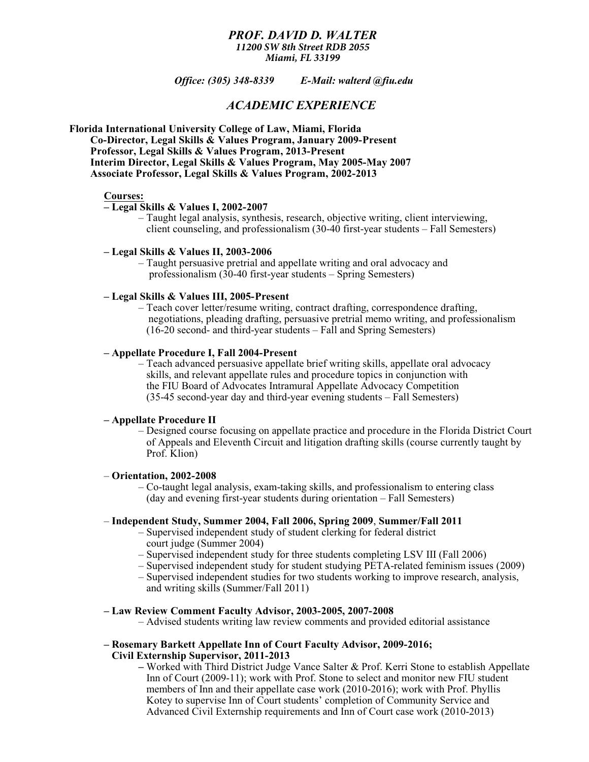# *PROF. DAVID D. WALTER*

*11200 SW 8th Street RDB 2055*
*Miami, FL 33199*

*Office: (305) 348-8339* *E-Mail: walterd @fiu.edu*

## *ACADEMIC EXPERIENCE*

**Florida International University College of Law, Miami, Florida**
**Co-Director, Legal Skills & Values Program, January 2009-Present**
**Professor, Legal Skills & Values Program, 2013-Present**
**Interim Director, Legal Skills & Values Program, May 2005-May 2007**
**Associate Professor, Legal Skills & Values Program, 2002-2013**

**Courses:**

**– Legal Skills & Values I, 2002-2007**
– Taught legal analysis, synthesis, research, objective writing, client interviewing, client counseling, and professionalism (30-40 first-year students – Fall Semesters)

**– Legal Skills & Values II, 2003-2006**
– Taught persuasive pretrial and appellate writing and oral advocacy and professionalism (30-40 first-year students – Spring Semesters)

**– Legal Skills & Values III, 2005-Present**
– Teach cover letter/resume writing, contract drafting, correspondence drafting, negotiations, pleading drafting, persuasive pretrial memo writing, and professionalism (16-20 second- and third-year students – Fall and Spring Semesters)

**– Appellate Procedure I, Fall 2004-Present**
– Teach advanced persuasive appellate brief writing skills, appellate oral advocacy skills, and relevant appellate rules and procedure topics in conjunction with the FIU Board of Advocates Intramural Appellate Advocacy Competition (35-45 second-year day and third-year evening students – Fall Semesters)

**– Appellate Procedure II**
– Designed course focusing on appellate practice and procedure in the Florida District Court of Appeals and Eleventh Circuit and litigation drafting skills (course currently taught by Prof. Klion)

– **Orientation, 2002-2008**
– Co-taught legal analysis, exam-taking skills, and professionalism to entering class (day and evening first-year students during orientation – Fall Semesters)

– **Independent Study, Summer 2004, Fall 2006, Spring 2009**, **Summer/Fall 2011**
– Supervised independent study of student clerking for federal district court judge (Summer 2004)
– Supervised independent study for three students completing LSV III (Fall 2006)
– Supervised independent study for student studying PETA-related feminism issues (2009)
– Supervised independent studies for two students working to improve research, analysis, and writing skills (Summer/Fall 2011)

**– Law Review Comment Faculty Advisor, 2003-2005, 2007-2008**
– Advised students writing law review comments and provided editorial assistance

**– Rosemary Barkett Appellate Inn of Court Faculty Advisor, 2009-2016;**
**Civil Externship Supervisor, 2011-2013**
**–** Worked with Third District Judge Vance Salter & Prof. Kerri Stone to establish Appellate Inn of Court (2009-11); work with Prof. Stone to select and monitor new FIU student members of Inn and their appellate case work (2010-2016); work with Prof. Phyllis Kotey to supervise Inn of Court students' completion of Community Service and Advanced Civil Externship requirements and Inn of Court case work (2010-2013)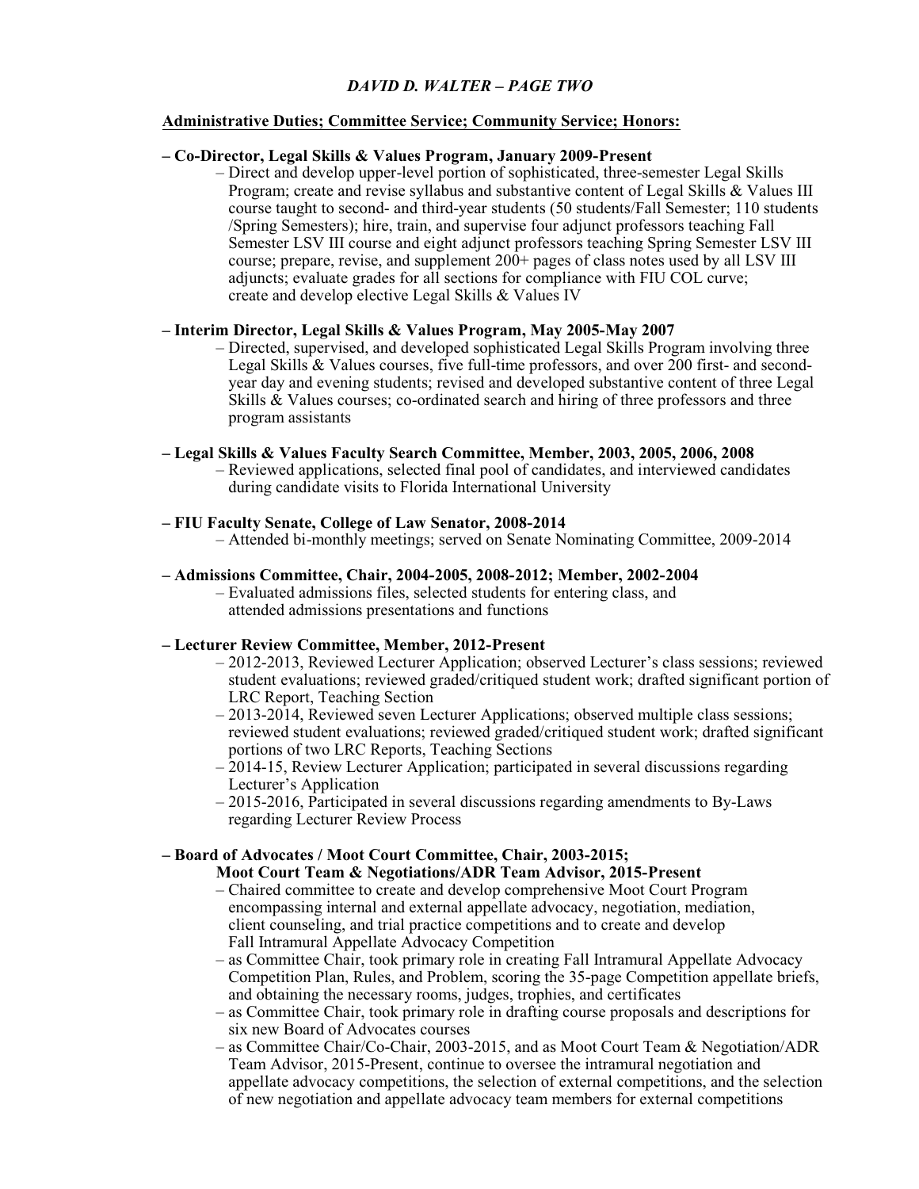**Administrative Duties; Committee Service; Community Service; Honors:**

**– Co-Director, Legal Skills & Values Program, January 2009-Present**

– Direct and develop upper-level portion of sophisticated, three-semester Legal Skills Program; create and revise syllabus and substantive content of Legal Skills & Values III course taught to second- and third-year students (50 students/Fall Semester; 110 students /Spring Semesters); hire, train, and supervise four adjunct professors teaching Fall Semester LSV III course and eight adjunct professors teaching Spring Semester LSV III course; prepare, revise, and supplement 200+ pages of class notes used by all LSV III adjuncts; evaluate grades for all sections for compliance with FIU COL curve; create and develop elective Legal Skills & Values IV

**– Interim Director, Legal Skills & Values Program, May 2005-May 2007**

– Directed, supervised, and developed sophisticated Legal Skills Program involving three Legal Skills & Values courses, five full-time professors, and over 200 first- and second-year day and evening students; revised and developed substantive content of three Legal Skills & Values courses; co-ordinated search and hiring of three professors and three program assistants

**– Legal Skills & Values Faculty Search Committee, Member, 2003, 2005, 2006, 2008**

– Reviewed applications, selected final pool of candidates, and interviewed candidates during candidate visits to Florida International University

**– FIU Faculty Senate, College of Law Senator, 2008-2014**

– Attended bi-monthly meetings; served on Senate Nominating Committee, 2009-2014

**– Admissions Committee, Chair, 2004-2005, 2008-2012; Member, 2002-2004**

– Evaluated admissions files, selected students for entering class, and attended admissions presentations and functions

**– Lecturer Review Committee, Member, 2012-Present**

– 2012-2013, Reviewed Lecturer Application; observed Lecturer's class sessions; reviewed student evaluations; reviewed graded/critiqued student work; drafted significant portion of LRC Report, Teaching Section

– 2013-2014, Reviewed seven Lecturer Applications; observed multiple class sessions; reviewed student evaluations; reviewed graded/critiqued student work; drafted significant portions of two LRC Reports, Teaching Sections

– 2014-15, Review Lecturer Application; participated in several discussions regarding Lecturer's Application

– 2015-2016, Participated in several discussions regarding amendments to By-Laws regarding Lecturer Review Process

**– Board of Advocates / Moot Court Committee, Chair, 2003-2015;**
**Moot Court Team & Negotiations/ADR Team Advisor, 2015-Present**

– Chaired committee to create and develop comprehensive Moot Court Program encompassing internal and external appellate advocacy, negotiation, mediation, client counseling, and trial practice competitions and to create and develop Fall Intramural Appellate Advocacy Competition

– as Committee Chair, took primary role in creating Fall Intramural Appellate Advocacy Competition Plan, Rules, and Problem, scoring the 35-page Competition appellate briefs, and obtaining the necessary rooms, judges, trophies, and certificates

– as Committee Chair, took primary role in drafting course proposals and descriptions for six new Board of Advocates courses

– as Committee Chair/Co-Chair, 2003-2015, and as Moot Court Team & Negotiation/ADR Team Advisor, 2015-Present, continue to oversee the intramural negotiation and appellate advocacy competitions, the selection of external competitions, and the selection of new negotiation and appellate advocacy team members for external competitions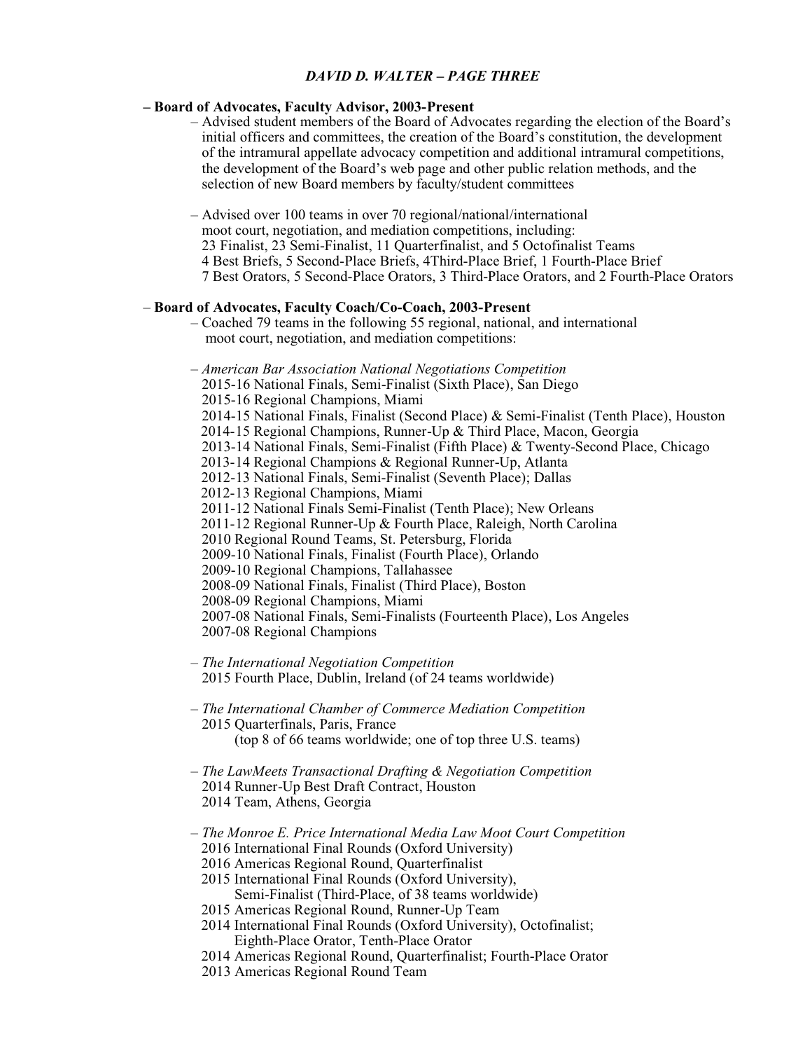**– Board of Advocates, Faculty Advisor, 2003-Present**

– Advised student members of the Board of Advocates regarding the election of the Board's initial officers and committees, the creation of the Board's constitution, the development of the intramural appellate advocacy competition and additional intramural competitions, the development of the Board's web page and other public relation methods, and the selection of new Board members by faculty/student committees

– Advised over 100 teams in over 70 regional/national/international moot court, negotiation, and mediation competitions, including:
23 Finalist, 23 Semi-Finalist, 11 Quarterfinalist, and 5 Octofinalist Teams
4 Best Briefs, 5 Second-Place Briefs, 4Third-Place Brief, 1 Fourth-Place Brief
7 Best Orators, 5 Second-Place Orators, 3 Third-Place Orators, and 2 Fourth-Place Orators

– **Board of Advocates, Faculty Coach/Co-Coach, 2003-Present**

– Coached 79 teams in the following 55 regional, national, and international moot court, negotiation, and mediation competitions:

– *American Bar Association National Negotiations Competition*
2015-16 National Finals, Semi-Finalist (Sixth Place), San Diego
2015-16 Regional Champions, Miami
2014-15 National Finals, Finalist (Second Place) & Semi-Finalist (Tenth Place), Houston
2014-15 Regional Champions, Runner-Up & Third Place, Macon, Georgia
2013-14 National Finals, Semi-Finalist (Fifth Place) & Twenty-Second Place, Chicago
2013-14 Regional Champions & Regional Runner-Up, Atlanta
2012-13 National Finals, Semi-Finalist (Seventh Place); Dallas
2012-13 Regional Champions, Miami
2011-12 National Finals Semi-Finalist (Tenth Place); New Orleans
2011-12 Regional Runner-Up & Fourth Place, Raleigh, North Carolina
2010 Regional Round Teams, St. Petersburg, Florida
2009-10 National Finals, Finalist (Fourth Place), Orlando
2009-10 Regional Champions, Tallahassee
2008-09 National Finals, Finalist (Third Place), Boston
2008-09 Regional Champions, Miami
2007-08 National Finals, Semi-Finalists (Fourteenth Place), Los Angeles
2007-08 Regional Champions

– *The International Negotiation Competition*
2015 Fourth Place, Dublin, Ireland (of 24 teams worldwide)

– *The International Chamber of Commerce Mediation Competition*
2015 Quarterfinals, Paris, France
(top 8 of 66 teams worldwide; one of top three U.S. teams)

– *The LawMeets Transactional Drafting & Negotiation Competition*
2014 Runner-Up Best Draft Contract, Houston
2014 Team, Athens, Georgia

– *The Monroe E. Price International Media Law Moot Court Competition*
2016 International Final Rounds (Oxford University)
2016 Americas Regional Round, Quarterfinalist
2015 International Final Rounds (Oxford University),
Semi-Finalist (Third-Place, of 38 teams worldwide)
2015 Americas Regional Round, Runner-Up Team
2014 International Final Rounds (Oxford University), Octofinalist;
Eighth-Place Orator, Tenth-Place Orator
2014 Americas Regional Round, Quarterfinalist; Fourth-Place Orator
2013 Americas Regional Round Team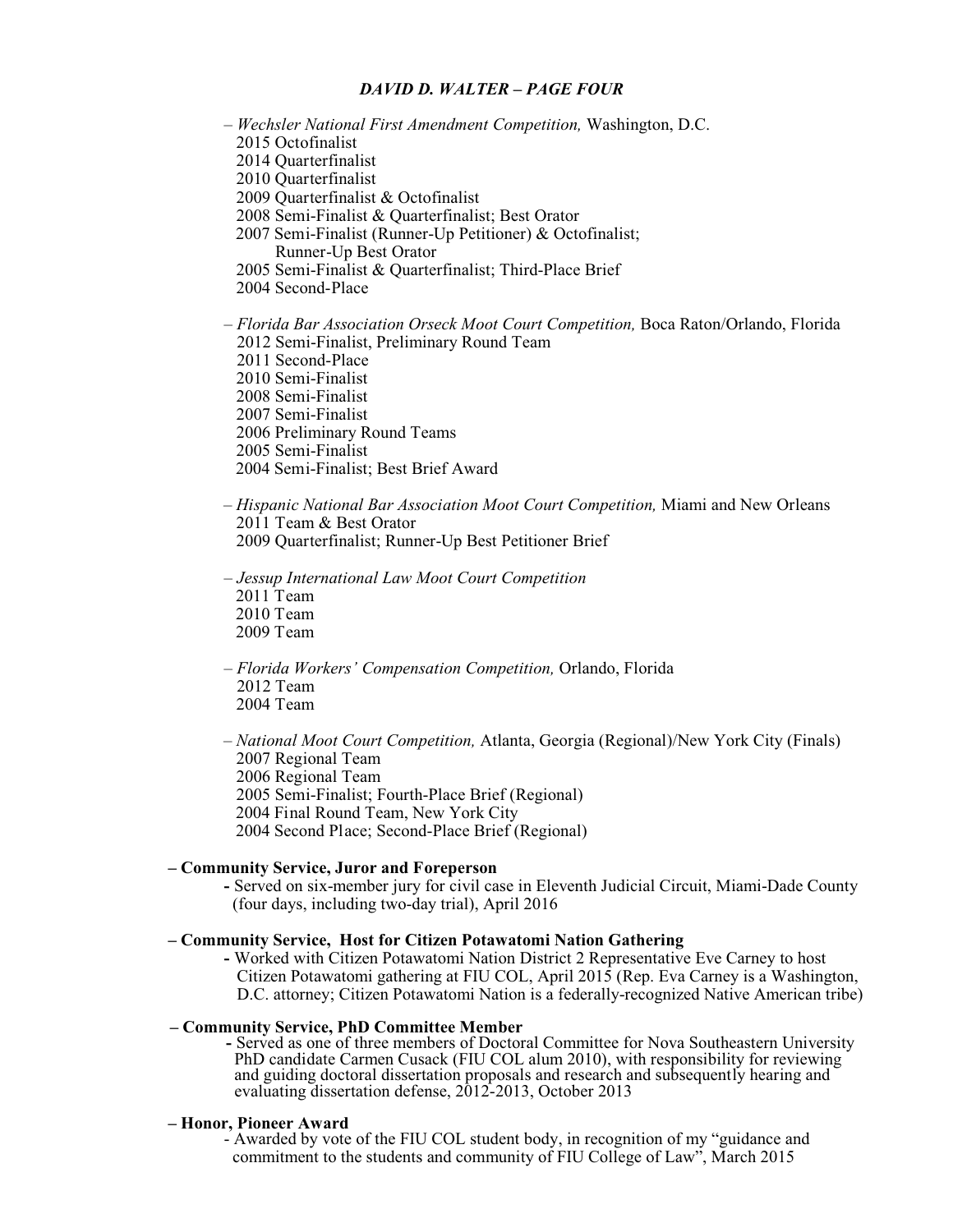– *Wechsler National First Amendment Competition,* Washington, D.C.
  2015 Octofinalist
  2014 Quarterfinalist
  2010 Quarterfinalist
  2009 Quarterfinalist & Octofinalist
  2008 Semi-Finalist & Quarterfinalist; Best Orator
  2007 Semi-Finalist (Runner-Up Petitioner) & Octofinalist;
      Runner-Up Best Orator
  2005 Semi-Finalist & Quarterfinalist; Third-Place Brief
  2004 Second-Place

– *Florida Bar Association Orseck Moot Court Competition,* Boca Raton/Orlando, Florida
  2012 Semi-Finalist, Preliminary Round Team
  2011 Second-Place
  2010 Semi-Finalist
  2008 Semi-Finalist
  2007 Semi-Finalist
  2006 Preliminary Round Teams
  2005 Semi-Finalist
  2004 Semi-Finalist; Best Brief Award

– *Hispanic National Bar Association Moot Court Competition,* Miami and New Orleans
  2011 Team & Best Orator
  2009 Quarterfinalist; Runner-Up Best Petitioner Brief

– *Jessup International Law Moot Court Competition*
  2011 Team
  2010 Team
  2009 Team

– *Florida Workers' Compensation Competition,* Orlando, Florida
  2012 Team
  2004 Team

– *National Moot Court Competition,* Atlanta, Georgia (Regional)/New York City (Finals)
  2007 Regional Team
  2006 Regional Team
  2005 Semi-Finalist; Fourth-Place Brief (Regional)
  2004 Final Round Team, New York City
  2004 Second Place; Second-Place Brief (Regional)

**– Community Service, Juror and Foreperson**

- Served on six-member jury for civil case in Eleventh Judicial Circuit, Miami-Dade County (four days, including two-day trial), April 2016

**– Community Service, Host for Citizen Potawatomi Nation Gathering**

- Worked with Citizen Potawatomi Nation District 2 Representative Eve Carney to host Citizen Potawatomi gathering at FIU COL, April 2015 (Rep. Eva Carney is a Washington, D.C. attorney; Citizen Potawatomi Nation is a federally-recognized Native American tribe)

**– Community Service, PhD Committee Member**

- Served as one of three members of Doctoral Committee for Nova Southeastern University PhD candidate Carmen Cusack (FIU COL alum 2010), with responsibility for reviewing and guiding doctoral dissertation proposals and research and subsequently hearing and evaluating dissertation defense, 2012-2013, October 2013

**– Honor, Pioneer Award**

- Awarded by vote of the FIU COL student body, in recognition of my "guidance and commitment to the students and community of FIU College of Law", March 2015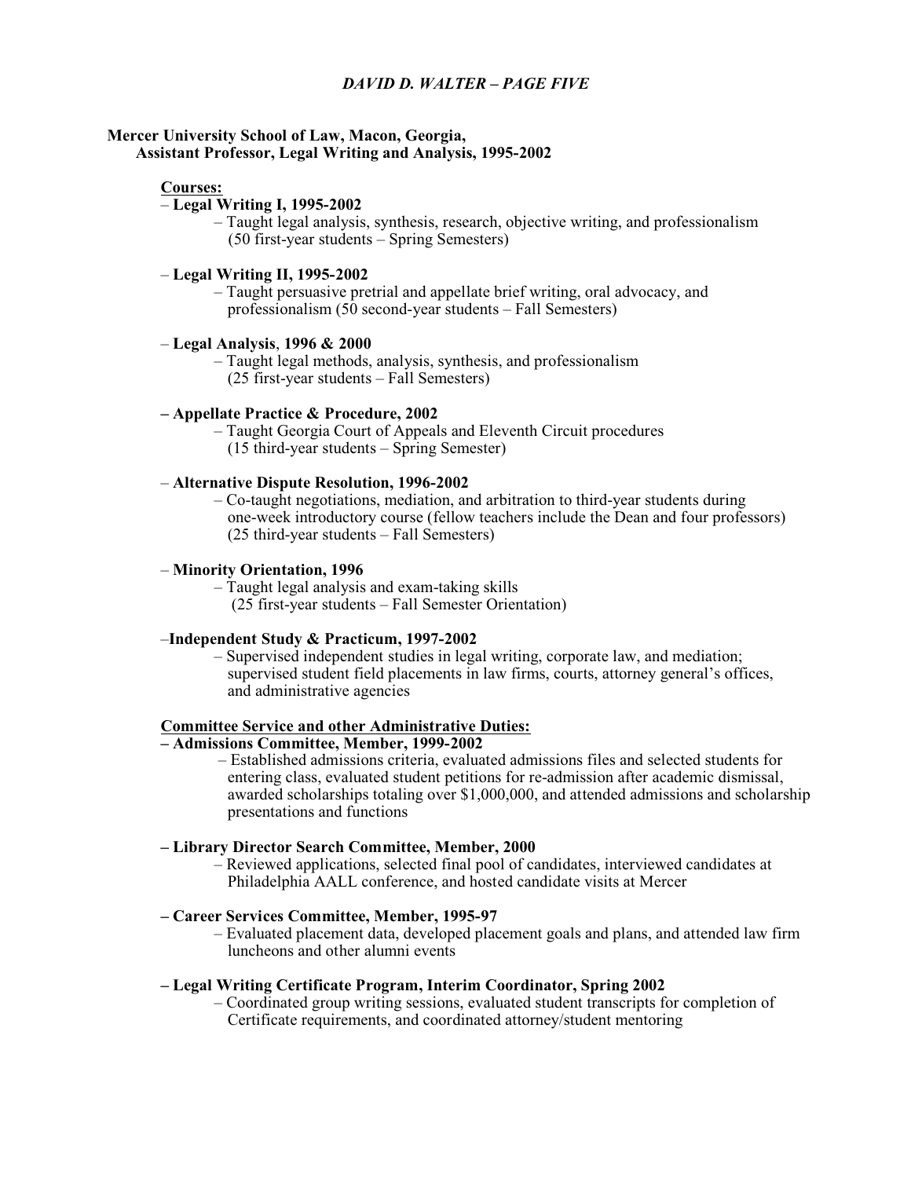**Mercer University School of Law, Macon, Georgia,**
**Assistant Professor, Legal Writing and Analysis, 1995-2002**

**Courses:**

– **Legal Writing I, 1995-2002**
– Taught legal analysis, synthesis, research, objective writing, and professionalism (50 first-year students – Spring Semesters)

– **Legal Writing II, 1995-2002**
– Taught persuasive pretrial and appellate brief writing, oral advocacy, and professionalism (50 second-year students – Fall Semesters)

– **Legal Analysis**, **1996 & 2000**
– Taught legal methods, analysis, synthesis, and professionalism (25 first-year students – Fall Semesters)

**– Appellate Practice & Procedure, 2002**
– Taught Georgia Court of Appeals and Eleventh Circuit procedures (15 third-year students – Spring Semester)

– **Alternative Dispute Resolution, 1996-2002**
– Co-taught negotiations, mediation, and arbitration to third-year students during one-week introductory course (fellow teachers include the Dean and four professors) (25 third-year students – Fall Semesters)

– **Minority Orientation, 1996**
– Taught legal analysis and exam-taking skills (25 first-year students – Fall Semester Orientation)

–**Independent Study & Practicum, 1997-2002**
– Supervised independent studies in legal writing, corporate law, and mediation; supervised student field placements in law firms, courts, attorney general's offices, and administrative agencies

**Committee Service and other Administrative Duties:**

**– Admissions Committee, Member, 1999-2002**
– Established admissions criteria, evaluated admissions files and selected students for entering class, evaluated student petitions for re-admission after academic dismissal, awarded scholarships totaling over $1,000,000, and attended admissions and scholarship presentations and functions

**– Library Director Search Committee, Member, 2000**
– Reviewed applications, selected final pool of candidates, interviewed candidates at Philadelphia AALL conference, and hosted candidate visits at Mercer

**– Career Services Committee, Member, 1995-97**
– Evaluated placement data, developed placement goals and plans, and attended law firm luncheons and other alumni events

**– Legal Writing Certificate Program, Interim Coordinator, Spring 2002**
– Coordinated group writing sessions, evaluated student transcripts for completion of Certificate requirements, and coordinated attorney/student mentoring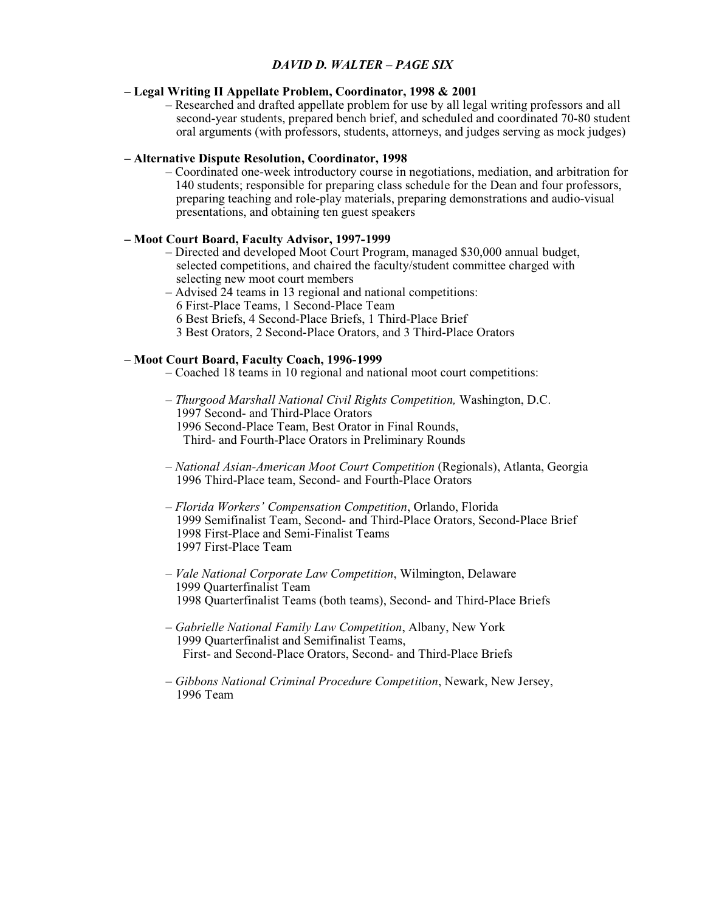**– Legal Writing II Appellate Problem, Coordinator, 1998 & 2001**

– Researched and drafted appellate problem for use by all legal writing professors and all second-year students, prepared bench brief, and scheduled and coordinated 70-80 student oral arguments (with professors, students, attorneys, and judges serving as mock judges)

**– Alternative Dispute Resolution, Coordinator, 1998**

– Coordinated one-week introductory course in negotiations, mediation, and arbitration for 140 students; responsible for preparing class schedule for the Dean and four professors, preparing teaching and role-play materials, preparing demonstrations and audio-visual presentations, and obtaining ten guest speakers

**– Moot Court Board, Faculty Advisor, 1997-1999**

– Directed and developed Moot Court Program, managed $30,000 annual budget, selected competitions, and chaired the faculty/student committee charged with selecting new moot court members

– Advised 24 teams in 13 regional and national competitions:
6 First-Place Teams, 1 Second-Place Team
6 Best Briefs, 4 Second-Place Briefs, 1 Third-Place Brief
3 Best Orators, 2 Second-Place Orators, and 3 Third-Place Orators

**– Moot Court Board, Faculty Coach, 1996-1999**

– Coached 18 teams in 10 regional and national moot court competitions:

– *Thurgood Marshall National Civil Rights Competition,* Washington, D.C.
1997 Second- and Third-Place Orators
1996 Second-Place Team, Best Orator in Final Rounds,
Third- and Fourth-Place Orators in Preliminary Rounds

– *National Asian-American Moot Court Competition* (Regionals), Atlanta, Georgia
1996 Third-Place team, Second- and Fourth-Place Orators

– *Florida Workers' Compensation Competition*, Orlando, Florida
1999 Semifinalist Team, Second- and Third-Place Orators, Second-Place Brief
1998 First-Place and Semi-Finalist Teams
1997 First-Place Team

– *Vale National Corporate Law Competition*, Wilmington, Delaware
1999 Quarterfinalist Team
1998 Quarterfinalist Teams (both teams), Second- and Third-Place Briefs

– *Gabrielle National Family Law Competition*, Albany, New York
1999 Quarterfinalist and Semifinalist Teams,
First- and Second-Place Orators, Second- and Third-Place Briefs

– *Gibbons National Criminal Procedure Competition*, Newark, New Jersey,
1996 Team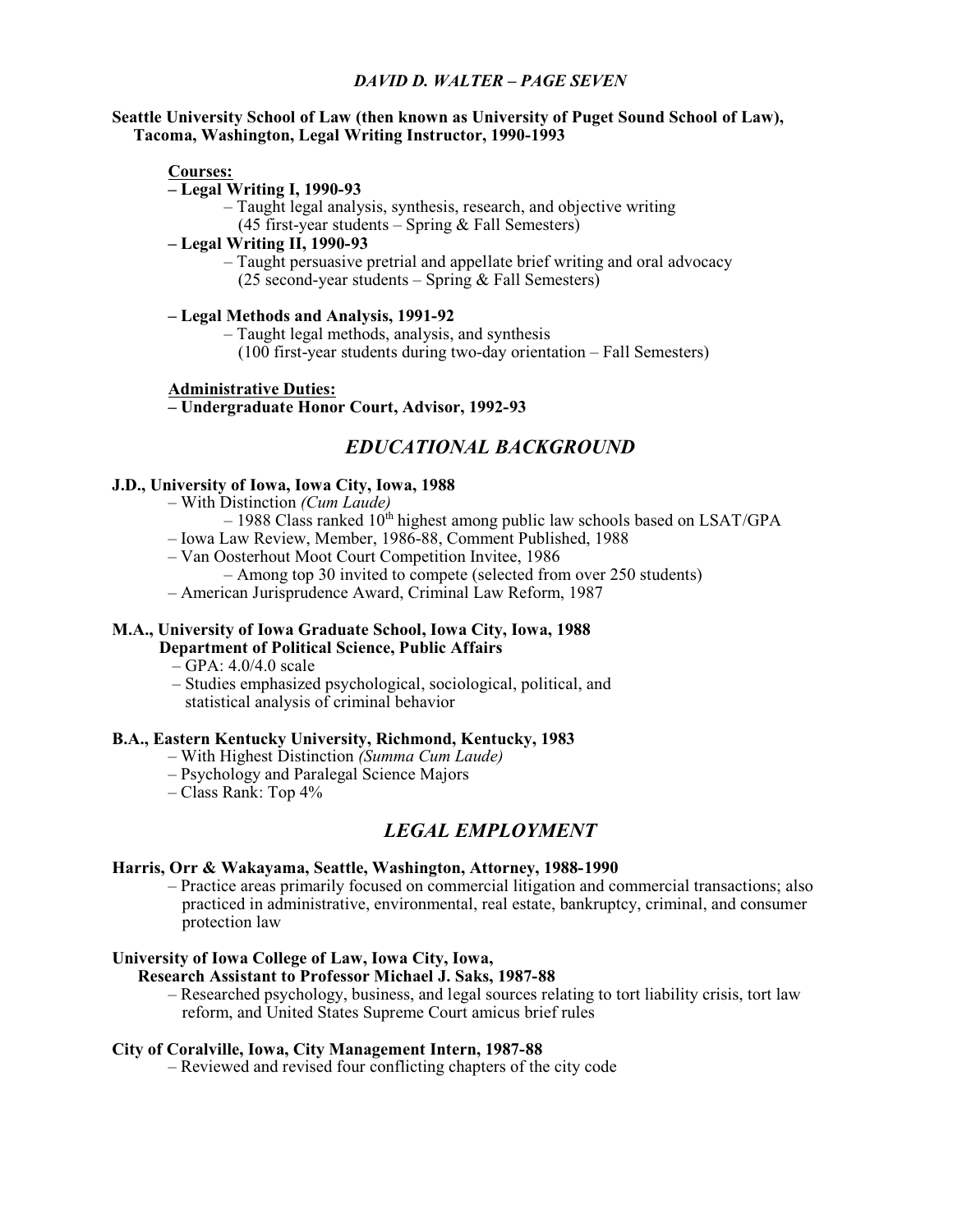**Seattle University School of Law (then known as University of Puget Sound School of Law), Tacoma, Washington, Legal Writing Instructor, 1990-1993**

**Courses:**

**– Legal Writing I, 1990-93**
- – Taught legal analysis, synthesis, research, and objective writing (45 first-year students – Spring & Fall Semesters)

**– Legal Writing II, 1990-93**
- – Taught persuasive pretrial and appellate brief writing and oral advocacy (25 second-year students – Spring & Fall Semesters)

**– Legal Methods and Analysis, 1991-92**
- – Taught legal methods, analysis, and synthesis (100 first-year students during two-day orientation – Fall Semesters)

**Administrative Duties:**

**– Undergraduate Honor Court, Advisor, 1992-93**

## *EDUCATIONAL BACKGROUND*

**J.D., University of Iowa, Iowa City, Iowa, 1988**
- – With Distinction *(Cum Laude)*
  - – 1988 Class ranked 10th highest among public law schools based on LSAT/GPA
- – Iowa Law Review, Member, 1986-88, Comment Published, 1988
- – Van Oosterhout Moot Court Competition Invitee, 1986
  - – Among top 30 invited to compete (selected from over 250 students)
- – American Jurisprudence Award, Criminal Law Reform, 1987

**M.A., University of Iowa Graduate School, Iowa City, Iowa, 1988**
**Department of Political Science, Public Affairs**
- – GPA: 4.0/4.0 scale
- – Studies emphasized psychological, sociological, political, and statistical analysis of criminal behavior

**B.A., Eastern Kentucky University, Richmond, Kentucky, 1983**
- – With Highest Distinction *(Summa Cum Laude)*
- – Psychology and Paralegal Science Majors
- – Class Rank: Top 4%

## *LEGAL EMPLOYMENT*

**Harris, Orr & Wakayama, Seattle, Washington, Attorney, 1988-1990**
- – Practice areas primarily focused on commercial litigation and commercial transactions; also practiced in administrative, environmental, real estate, bankruptcy, criminal, and consumer protection law

**University of Iowa College of Law, Iowa City, Iowa,**
**Research Assistant to Professor Michael J. Saks, 1987-88**
- – Researched psychology, business, and legal sources relating to tort liability crisis, tort law reform, and United States Supreme Court amicus brief rules

**City of Coralville, Iowa, City Management Intern, 1987-88**
- – Reviewed and revised four conflicting chapters of the city code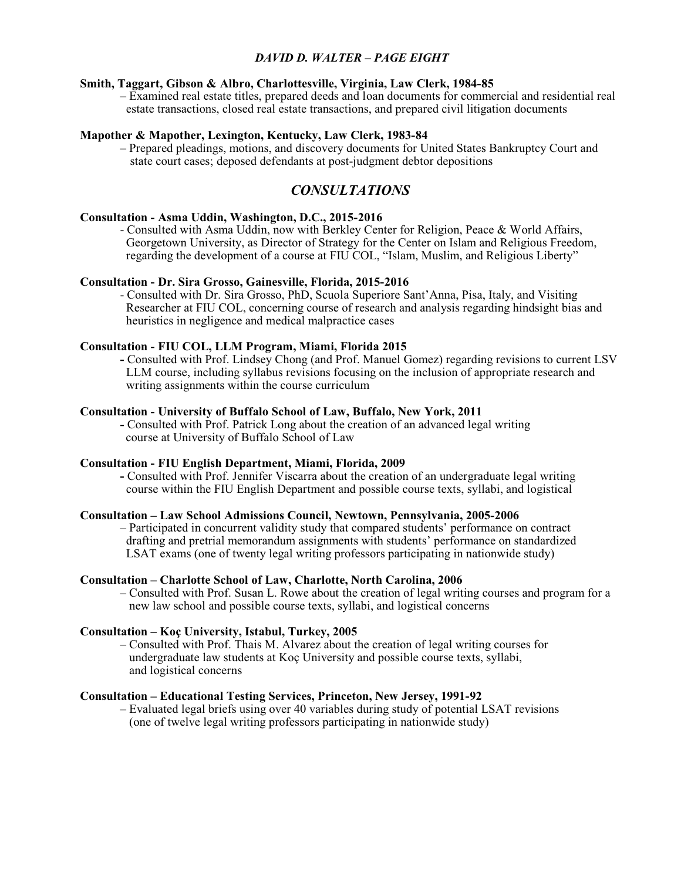**Smith, Taggart, Gibson & Albro, Charlottesville, Virginia, Law Clerk, 1984-85**

– Examined real estate titles, prepared deeds and loan documents for commercial and residential real estate transactions, closed real estate transactions, and prepared civil litigation documents

**Mapother & Mapother, Lexington, Kentucky, Law Clerk, 1983-84**

– Prepared pleadings, motions, and discovery documents for United States Bankruptcy Court and state court cases; deposed defendants at post-judgment debtor depositions

## *CONSULTATIONS*

**Consultation - Asma Uddin, Washington, D.C., 2015-2016**

- Consulted with Asma Uddin, now with Berkley Center for Religion, Peace & World Affairs, Georgetown University, as Director of Strategy for the Center on Islam and Religious Freedom, regarding the development of a course at FIU COL, "Islam, Muslim, and Religious Liberty"

**Consultation - Dr. Sira Grosso, Gainesville, Florida, 2015-2016**

- Consulted with Dr. Sira Grosso, PhD, Scuola Superiore Sant'Anna, Pisa, Italy, and Visiting Researcher at FIU COL, concerning course of research and analysis regarding hindsight bias and heuristics in negligence and medical malpractice cases

**Consultation - FIU COL, LLM Program, Miami, Florida 2015**

**-** Consulted with Prof. Lindsey Chong (and Prof. Manuel Gomez) regarding revisions to current LSV LLM course, including syllabus revisions focusing on the inclusion of appropriate research and writing assignments within the course curriculum

**Consultation - University of Buffalo School of Law, Buffalo, New York, 2011**

**-** Consulted with Prof. Patrick Long about the creation of an advanced legal writing course at University of Buffalo School of Law

**Consultation - FIU English Department, Miami, Florida, 2009**

**-** Consulted with Prof. Jennifer Viscarra about the creation of an undergraduate legal writing course within the FIU English Department and possible course texts, syllabi, and logistical

**Consultation – Law School Admissions Council, Newtown, Pennsylvania, 2005-2006**

– Participated in concurrent validity study that compared students' performance on contract drafting and pretrial memorandum assignments with students' performance on standardized LSAT exams (one of twenty legal writing professors participating in nationwide study)

**Consultation – Charlotte School of Law, Charlotte, North Carolina, 2006**

– Consulted with Prof. Susan L. Rowe about the creation of legal writing courses and program for a new law school and possible course texts, syllabi, and logistical concerns

**Consultation – Koç University, Istabul, Turkey, 2005**

– Consulted with Prof. Thais M. Alvarez about the creation of legal writing courses for undergraduate law students at Koç University and possible course texts, syllabi, and logistical concerns

**Consultation – Educational Testing Services, Princeton, New Jersey, 1991-92**

– Evaluated legal briefs using over 40 variables during study of potential LSAT revisions (one of twelve legal writing professors participating in nationwide study)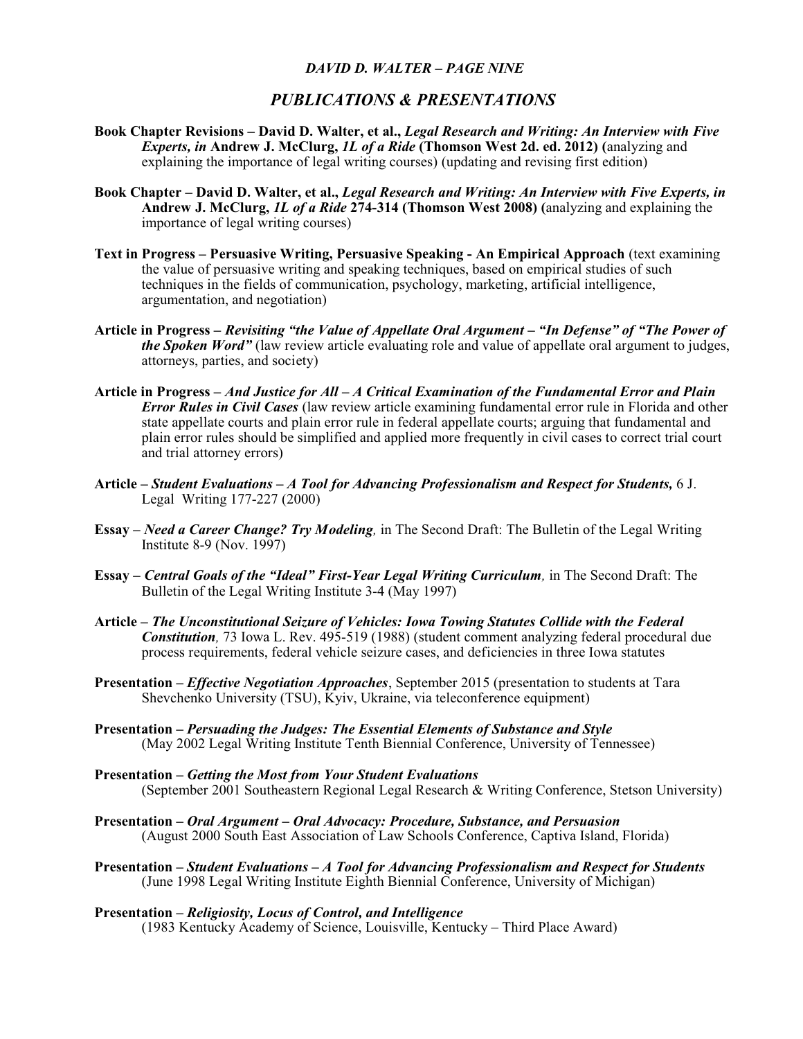## PUBLICATIONS & PRESENTATIONS

**Book Chapter Revisions – David D. Walter, et al., *Legal Research and Writing: An Interview with Five Experts, in* Andrew J. McClurg, *1L of a Ride* (Thomson West 2d. ed. 2012) (**analyzing and explaining the importance of legal writing courses) (updating and revising first edition)

**Book Chapter – David D. Walter, et al., *Legal Research and Writing: An Interview with Five Experts, in* Andrew J. McClurg, *1L of a Ride* 274-314 (Thomson West 2008) (**analyzing and explaining the importance of legal writing courses)

**Text in Progress – Persuasive Writing, Persuasive Speaking - An Empirical Approach** (text examining the value of persuasive writing and speaking techniques, based on empirical studies of such techniques in the fields of communication, psychology, marketing, artificial intelligence, argumentation, and negotiation)

**Article in Progress – *Revisiting "the Value of Appellate Oral Argument – "In Defense" of "The Power of the Spoken Word"*** (law review article evaluating role and value of appellate oral argument to judges, attorneys, parties, and society)

**Article in Progress – *And Justice for All – A Critical Examination of the Fundamental Error and Plain Error Rules in Civil Cases*** (law review article examining fundamental error rule in Florida and other state appellate courts and plain error rule in federal appellate courts; arguing that fundamental and plain error rules should be simplified and applied more frequently in civil cases to correct trial court and trial attorney errors)

**Article – *Student Evaluations – A Tool for Advancing Professionalism and Respect for Students,*** 6 J. Legal Writing 177-227 (2000)

**Essay – *Need a Career Change? Try Modeling,*** in The Second Draft: The Bulletin of the Legal Writing Institute 8-9 (Nov. 1997)

**Essay – *Central Goals of the "Ideal" First-Year Legal Writing Curriculum,*** in The Second Draft: The Bulletin of the Legal Writing Institute 3-4 (May 1997)

**Article – *The Unconstitutional Seizure of Vehicles: Iowa Towing Statutes Collide with the Federal Constitution,*** 73 Iowa L. Rev. 495-519 (1988) (student comment analyzing federal procedural due process requirements, federal vehicle seizure cases, and deficiencies in three Iowa statutes

**Presentation – *Effective Negotiation Approaches***, September 2015 (presentation to students at Tara Shevchenko University (TSU), Kyiv, Ukraine, via teleconference equipment)

**Presentation – *Persuading the Judges: The Essential Elements of Substance and Style***
(May 2002 Legal Writing Institute Tenth Biennial Conference, University of Tennessee)

**Presentation – *Getting the Most from Your Student Evaluations***
(September 2001 Southeastern Regional Legal Research & Writing Conference, Stetson University)

**Presentation – *Oral Argument – Oral Advocacy: Procedure, Substance, and Persuasion***
(August 2000 South East Association of Law Schools Conference, Captiva Island, Florida)

**Presentation – *Student Evaluations – A Tool for Advancing Professionalism and Respect for Students***
(June 1998 Legal Writing Institute Eighth Biennial Conference, University of Michigan)

**Presentation – *Religiosity, Locus of Control, and Intelligence***
(1983 Kentucky Academy of Science, Louisville, Kentucky – Third Place Award)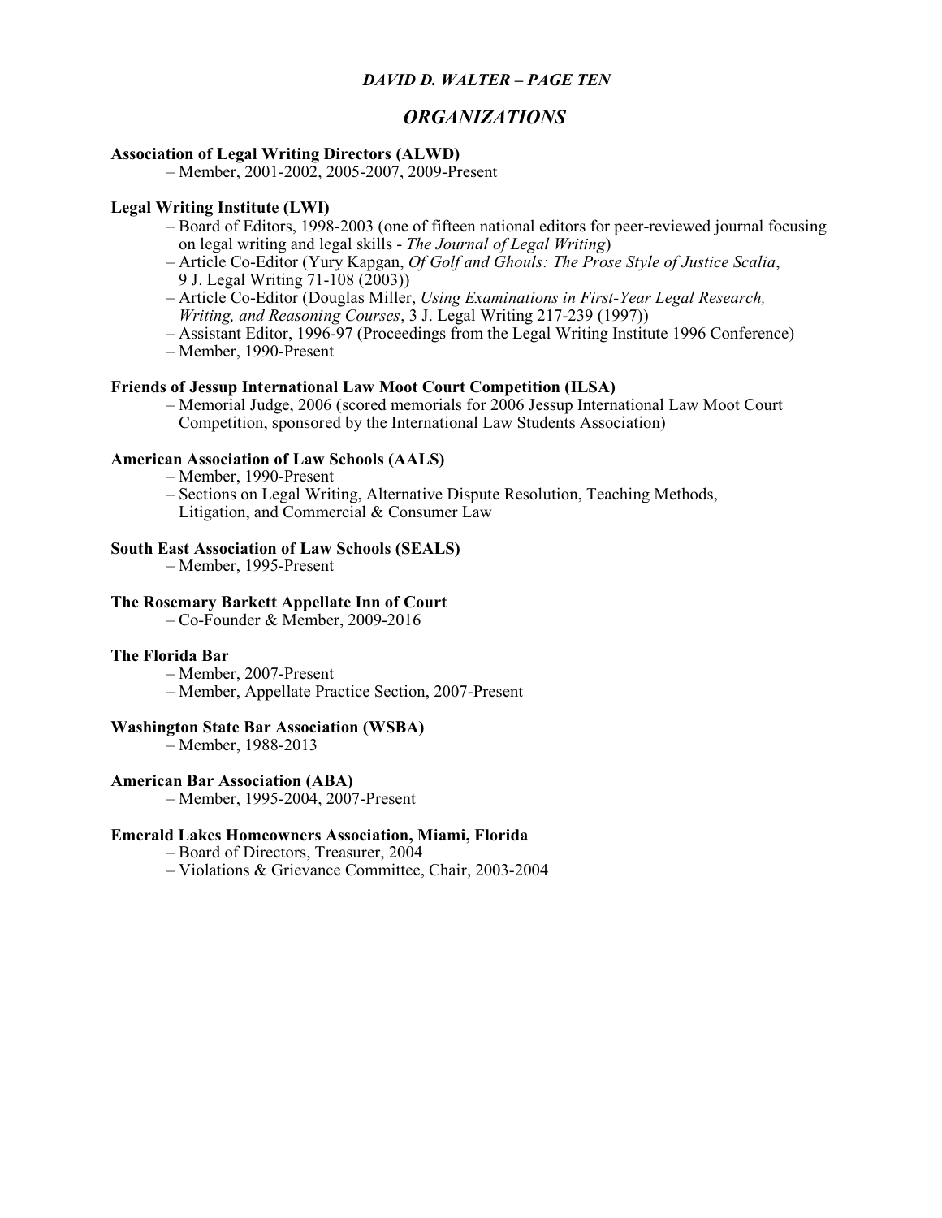## *ORGANIZATIONS*

**Association of Legal Writing Directors (ALWD)**

– Member, 2001-2002, 2005-2007, 2009-Present

**Legal Writing Institute (LWI)**

– Board of Editors, 1998-2003 (one of fifteen national editors for peer-reviewed journal focusing on legal writing and legal skills - *The Journal of Legal Writing*)

– Article Co-Editor (Yury Kapgan, *Of Golf and Ghouls: The Prose Style of Justice Scalia*, 9 J. Legal Writing 71-108 (2003))

– Article Co-Editor (Douglas Miller, *Using Examinations in First-Year Legal Research, Writing, and Reasoning Courses*, 3 J. Legal Writing 217-239 (1997))

– Assistant Editor, 1996-97 (Proceedings from the Legal Writing Institute 1996 Conference)

– Member, 1990-Present

**Friends of Jessup International Law Moot Court Competition (ILSA)**

– Memorial Judge, 2006 (scored memorials for 2006 Jessup International Law Moot Court Competition, sponsored by the International Law Students Association)

**American Association of Law Schools (AALS)**

– Member, 1990-Present

– Sections on Legal Writing, Alternative Dispute Resolution, Teaching Methods, Litigation, and Commercial & Consumer Law

**South East Association of Law Schools (SEALS)**

– Member, 1995-Present

**The Rosemary Barkett Appellate Inn of Court**

– Co-Founder & Member, 2009-2016

**The Florida Bar**

– Member, 2007-Present

– Member, Appellate Practice Section, 2007-Present

**Washington State Bar Association (WSBA)**

– Member, 1988-2013

**American Bar Association (ABA)**

– Member, 1995-2004, 2007-Present

**Emerald Lakes Homeowners Association, Miami, Florida**

– Board of Directors, Treasurer, 2004

– Violations & Grievance Committee, Chair, 2003-2004